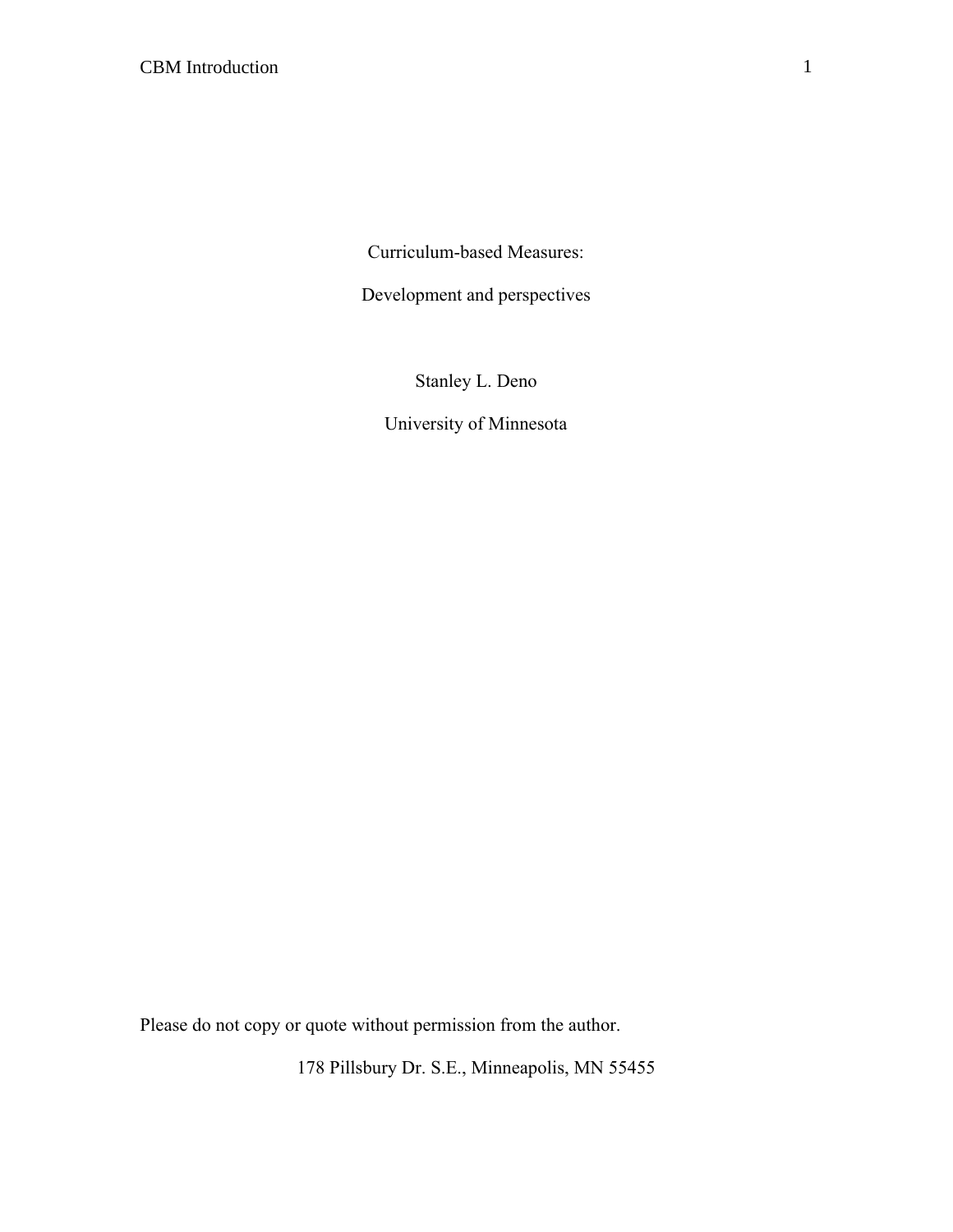# Curriculum-based Measures:

## Development and perspectives

Stanley L. Deno

University of Minnesota

Please do not copy or quote without permission from the author.

178 Pillsbury Dr. S.E., Minneapolis, MN 55455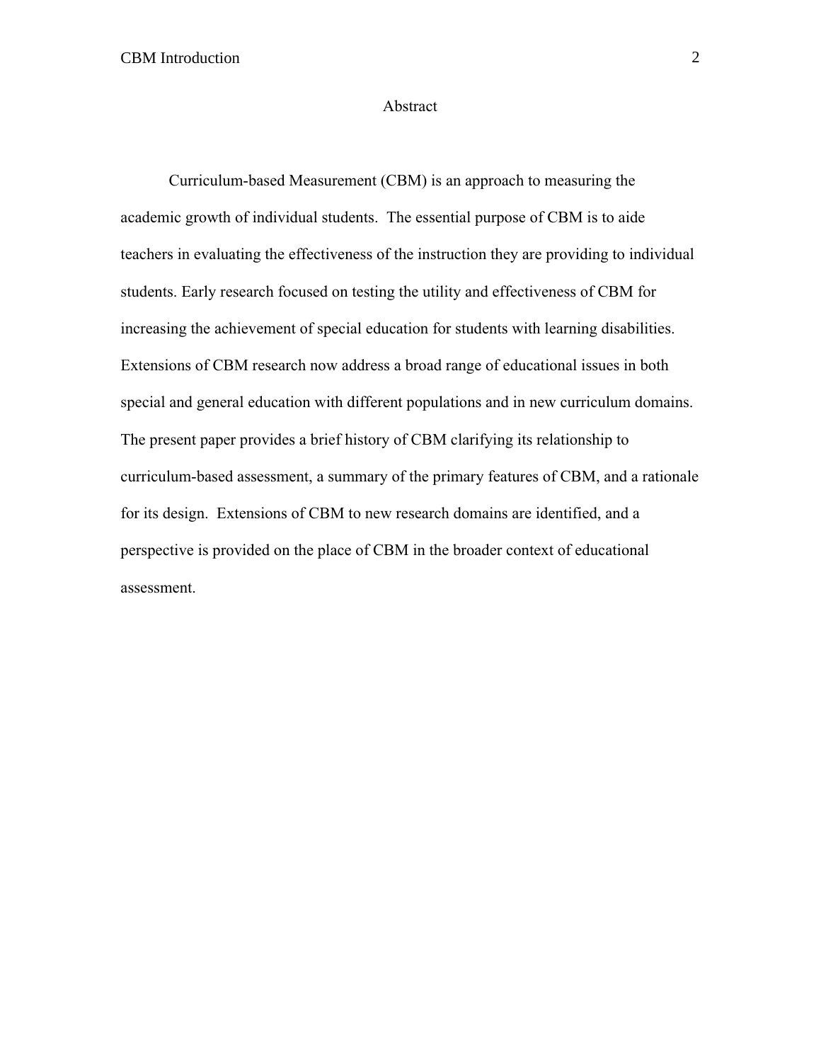# Abstract

Curriculum-based Measurement (CBM) is an approach to measuring the academic growth of individual students. The essential purpose of CBM is to aide teachers in evaluating the effectiveness of the instruction they are providing to individual students. Early research focused on testing the utility and effectiveness of CBM for increasing the achievement of special education for students with learning disabilities. Extensions of CBM research now address a broad range of educational issues in both special and general education with different populations and in new curriculum domains. The present paper provides a brief history of CBM clarifying its relationship to curriculum-based assessment, a summary of the primary features of CBM, and a rationale for its design. Extensions of CBM to new research domains are identified, and a perspective is provided on the place of CBM in the broader context of educational assessment.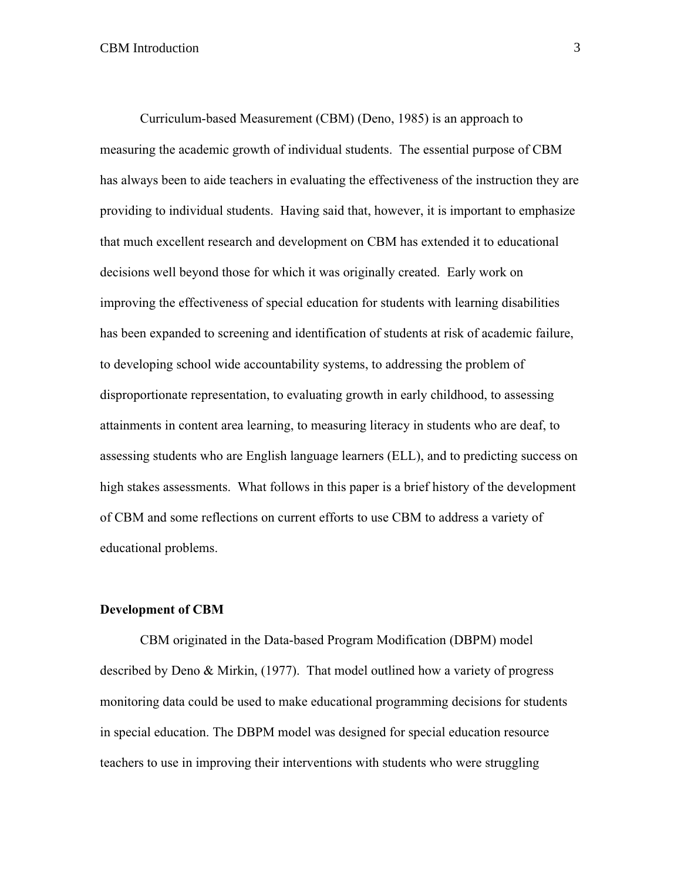Curriculum-based Measurement (CBM) (Deno, 1985) is an approach to measuring the academic growth of individual students. The essential purpose of CBM has always been to aide teachers in evaluating the effectiveness of the instruction they are providing to individual students. Having said that, however, it is important to emphasize that much excellent research and development on CBM has extended it to educational decisions well beyond those for which it was originally created. Early work on improving the effectiveness of special education for students with learning disabilities has been expanded to screening and identification of students at risk of academic failure, to developing school wide accountability systems, to addressing the problem of disproportionate representation, to evaluating growth in early childhood, to assessing attainments in content area learning, to measuring literacy in students who are deaf, to assessing students who are English language learners (ELL), and to predicting success on high stakes assessments. What follows in this paper is a brief history of the development of CBM and some reflections on current efforts to use CBM to address a variety of educational problems.

**Development of CBM**

CBM originated in the Data-based Program Modification (DBPM) model described by Deno & Mirkin, (1977). That model outlined how a variety of progress monitoring data could be used to make educational programming decisions for students in special education. The DBPM model was designed for special education resource teachers to use in improving their interventions with students who were struggling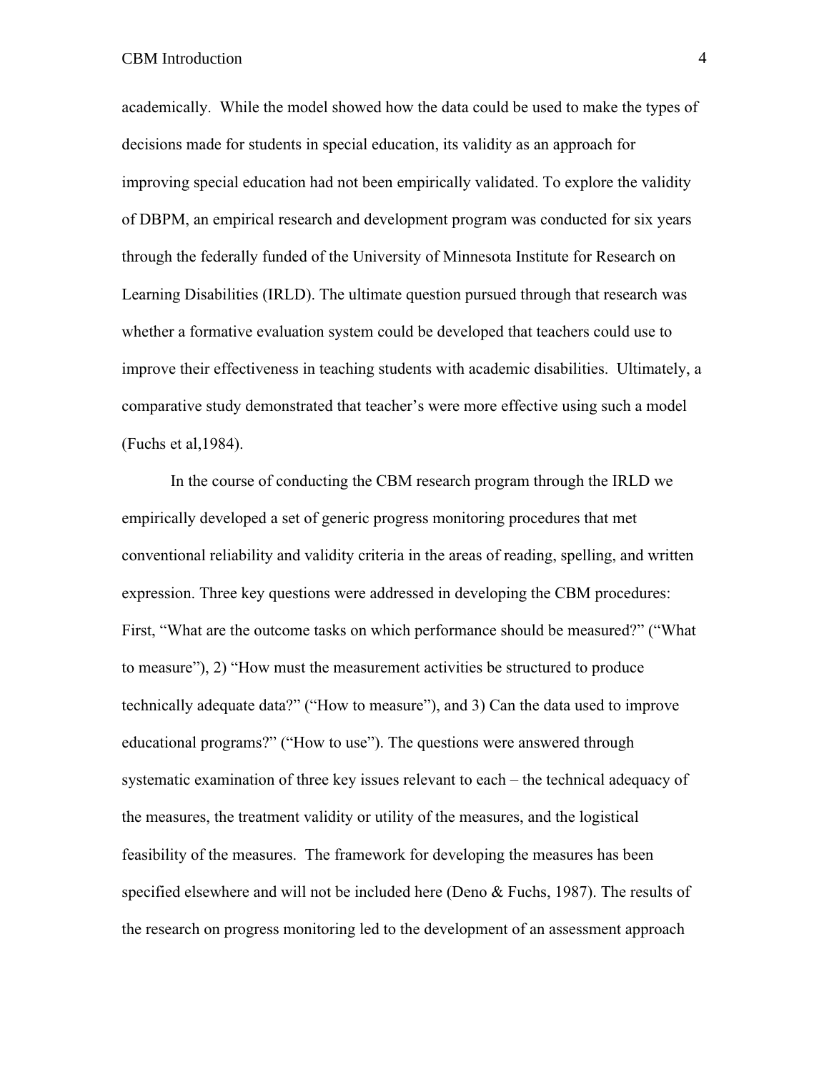academically. While the model showed how the data could be used to make the types of decisions made for students in special education, its validity as an approach for improving special education had not been empirically validated. To explore the validity of DBPM, an empirical research and development program was conducted for six years through the federally funded of the University of Minnesota Institute for Research on Learning Disabilities (IRLD). The ultimate question pursued through that research was whether a formative evaluation system could be developed that teachers could use to improve their effectiveness in teaching students with academic disabilities. Ultimately, a comparative study demonstrated that teacher's were more effective using such a model (Fuchs et al,1984).

In the course of conducting the CBM research program through the IRLD we empirically developed a set of generic progress monitoring procedures that met conventional reliability and validity criteria in the areas of reading, spelling, and written expression. Three key questions were addressed in developing the CBM procedures: First, "What are the outcome tasks on which performance should be measured?" ("What to measure"), 2) "How must the measurement activities be structured to produce technically adequate data?" ("How to measure"), and 3) Can the data used to improve educational programs?" ("How to use"). The questions were answered through systematic examination of three key issues relevant to each – the technical adequacy of the measures, the treatment validity or utility of the measures, and the logistical feasibility of the measures. The framework for developing the measures has been specified elsewhere and will not be included here (Deno & Fuchs, 1987). The results of the research on progress monitoring led to the development of an assessment approach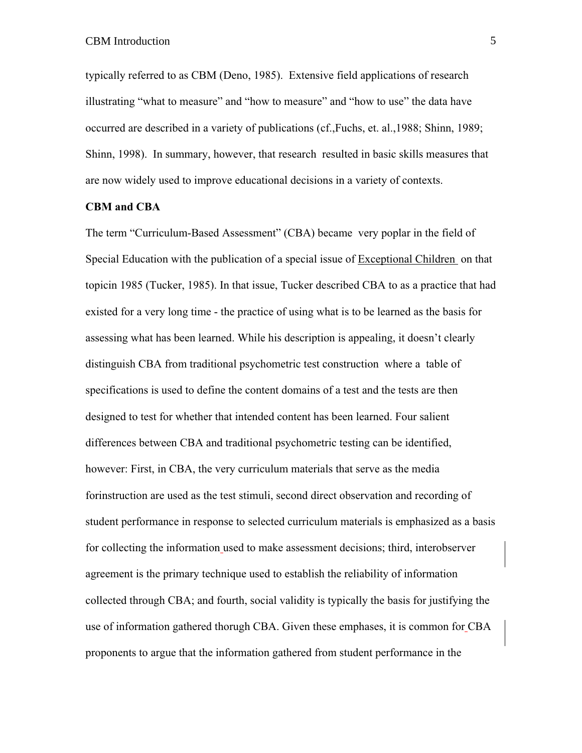typically referred to as CBM (Deno, 1985). Extensive field applications of research illustrating "what to measure" and "how to measure" and "how to use" the data have occurred are described in a variety of publications (cf.,Fuchs, et. al.,1988; Shinn, 1989; Shinn, 1998). In summary, however, that research resulted in basic skills measures that are now widely used to improve educational decisions in a variety of contexts.

**CBM and CBA**

The term "Curriculum-Based Assessment" (CBA) became very poplar in the field of Special Education with the publication of a special issue of Exceptional Children on that topicin 1985 (Tucker, 1985). In that issue, Tucker described CBA to as a practice that had existed for a very long time - the practice of using what is to be learned as the basis for assessing what has been learned. While his description is appealing, it doesn't clearly distinguish CBA from traditional psychometric test construction where a table of specifications is used to define the content domains of a test and the tests are then designed to test for whether that intended content has been learned. Four salient differences between CBA and traditional psychometric testing can be identified, however: First, in CBA, the very curriculum materials that serve as the media forinstruction are used as the test stimuli, second direct observation and recording of student performance in response to selected curriculum materials is emphasized as a basis for collecting the information used to make assessment decisions; third, interobserver agreement is the primary technique used to establish the reliability of information collected through CBA; and fourth, social validity is typically the basis for justifying the use of information gathered thorugh CBA. Given these emphases, it is common for CBA proponents to argue that the information gathered from student performance in the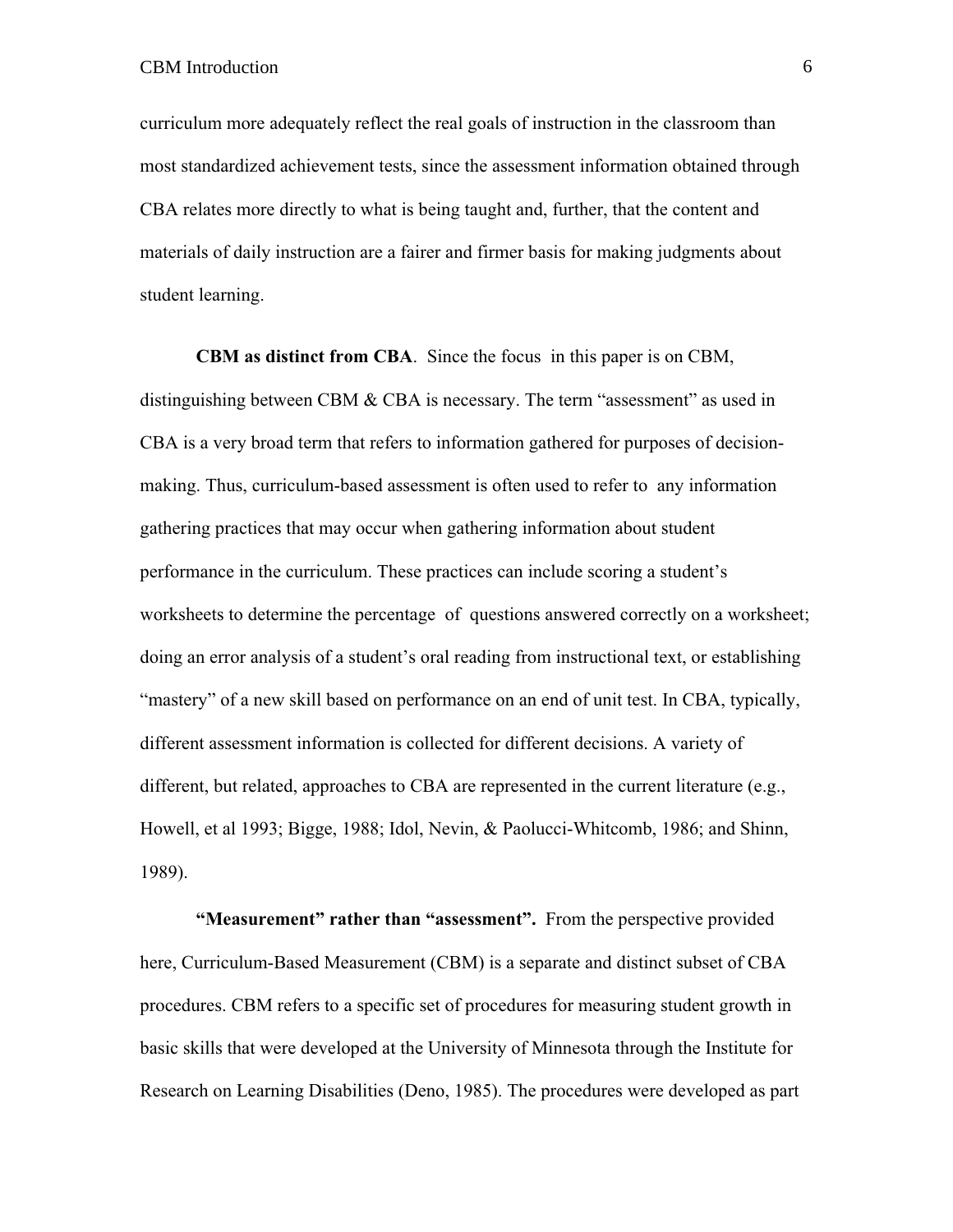curriculum more adequately reflect the real goals of instruction in the classroom than most standardized achievement tests, since the assessment information obtained through CBA relates more directly to what is being taught and, further, that the content and materials of daily instruction are a fairer and firmer basis for making judgments about student learning.

**CBM as distinct from CBA**. Since the focus in this paper is on CBM, distinguishing between CBM & CBA is necessary. The term "assessment" as used in CBA is a very broad term that refers to information gathered for purposes of decision-making. Thus, curriculum-based assessment is often used to refer to any information gathering practices that may occur when gathering information about student performance in the curriculum. These practices can include scoring a student's worksheets to determine the percentage of questions answered correctly on a worksheet; doing an error analysis of a student's oral reading from instructional text, or establishing "mastery" of a new skill based on performance on an end of unit test. In CBA, typically, different assessment information is collected for different decisions. A variety of different, but related, approaches to CBA are represented in the current literature (e.g., Howell, et al 1993; Bigge, 1988; Idol, Nevin, & Paolucci-Whitcomb, 1986; and Shinn, 1989).

**"Measurement" rather than "assessment".** From the perspective provided here, Curriculum-Based Measurement (CBM) is a separate and distinct subset of CBA procedures. CBM refers to a specific set of procedures for measuring student growth in basic skills that were developed at the University of Minnesota through the Institute for Research on Learning Disabilities (Deno, 1985). The procedures were developed as part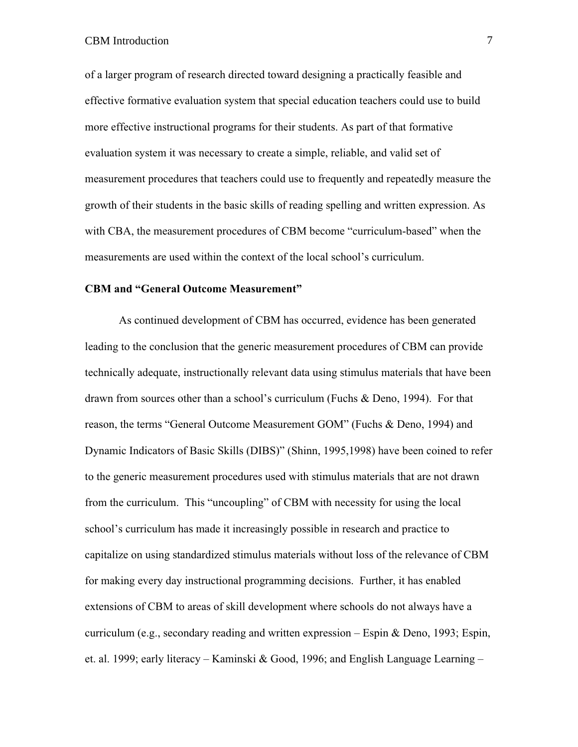of a larger program of research directed toward designing a practically feasible and effective formative evaluation system that special education teachers could use to build more effective instructional programs for their students. As part of that formative evaluation system it was necessary to create a simple, reliable, and valid set of measurement procedures that teachers could use to frequently and repeatedly measure the growth of their students in the basic skills of reading spelling and written expression. As with CBA, the measurement procedures of CBM become "curriculum-based" when the measurements are used within the context of the local school's curriculum.

**CBM and "General Outcome Measurement"**

As continued development of CBM has occurred, evidence has been generated leading to the conclusion that the generic measurement procedures of CBM can provide technically adequate, instructionally relevant data using stimulus materials that have been drawn from sources other than a school's curriculum (Fuchs & Deno, 1994). For that reason, the terms "General Outcome Measurement GOM" (Fuchs & Deno, 1994) and Dynamic Indicators of Basic Skills (DIBS)" (Shinn, 1995,1998) have been coined to refer to the generic measurement procedures used with stimulus materials that are not drawn from the curriculum. This "uncoupling" of CBM with necessity for using the local school's curriculum has made it increasingly possible in research and practice to capitalize on using standardized stimulus materials without loss of the relevance of CBM for making every day instructional programming decisions. Further, it has enabled extensions of CBM to areas of skill development where schools do not always have a curriculum (e.g., secondary reading and written expression – Espin & Deno, 1993; Espin, et. al. 1999; early literacy – Kaminski & Good, 1996; and English Language Learning –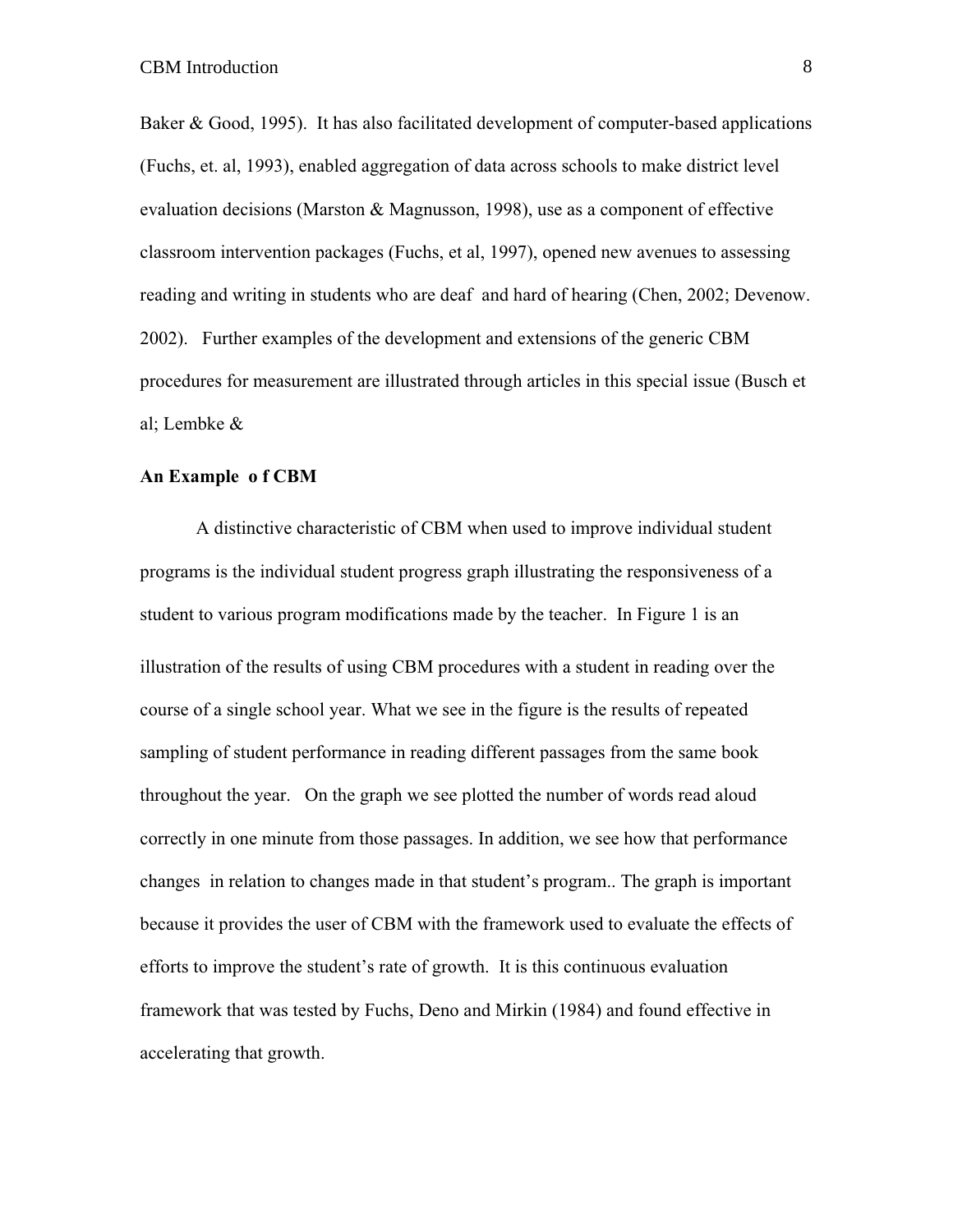Baker & Good, 1995). It has also facilitated development of computer-based applications (Fuchs, et. al, 1993), enabled aggregation of data across schools to make district level evaluation decisions (Marston & Magnusson, 1998), use as a component of effective classroom intervention packages (Fuchs, et al, 1997), opened new avenues to assessing reading and writing in students who are deaf and hard of hearing (Chen, 2002; Devenow. 2002). Further examples of the development and extensions of the generic CBM procedures for measurement are illustrated through articles in this special issue (Busch et al; Lembke &

**An Example o f CBM**

A distinctive characteristic of CBM when used to improve individual student programs is the individual student progress graph illustrating the responsiveness of a student to various program modifications made by the teacher. In Figure 1 is an illustration of the results of using CBM procedures with a student in reading over the course of a single school year. What we see in the figure is the results of repeated sampling of student performance in reading different passages from the same book throughout the year. On the graph we see plotted the number of words read aloud correctly in one minute from those passages. In addition, we see how that performance changes in relation to changes made in that student's program.. The graph is important because it provides the user of CBM with the framework used to evaluate the effects of efforts to improve the student's rate of growth. It is this continuous evaluation framework that was tested by Fuchs, Deno and Mirkin (1984) and found effective in accelerating that growth.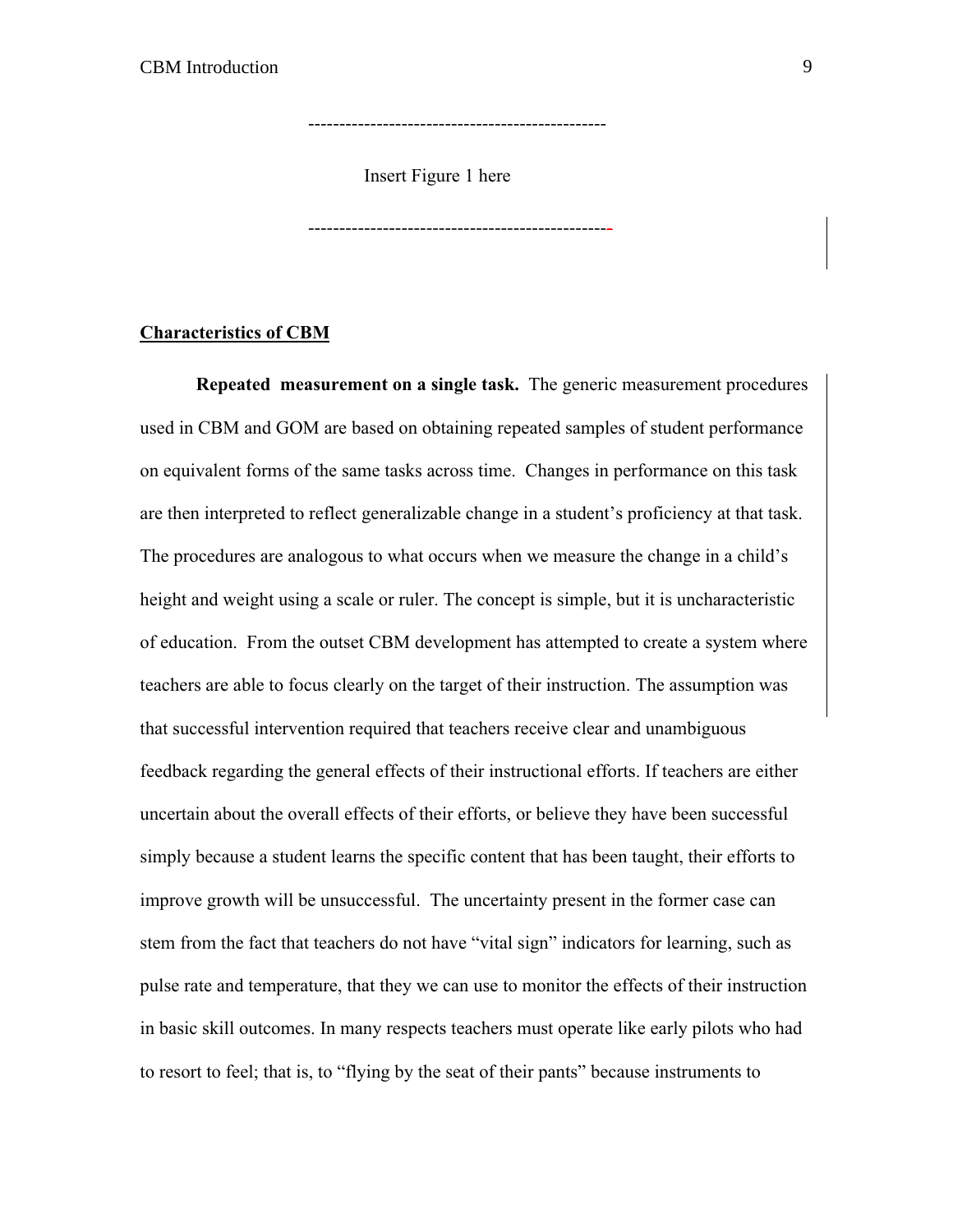-----------------------------------------------

Insert Figure 1 here

------------------------------------------------

**Characteristics of CBM**

**Repeated measurement on a single task.** The generic measurement procedures used in CBM and GOM are based on obtaining repeated samples of student performance on equivalent forms of the same tasks across time. Changes in performance on this task are then interpreted to reflect generalizable change in a student's proficiency at that task. The procedures are analogous to what occurs when we measure the change in a child's height and weight using a scale or ruler. The concept is simple, but it is uncharacteristic of education. From the outset CBM development has attempted to create a system where teachers are able to focus clearly on the target of their instruction. The assumption was that successful intervention required that teachers receive clear and unambiguous feedback regarding the general effects of their instructional efforts. If teachers are either uncertain about the overall effects of their efforts, or believe they have been successful simply because a student learns the specific content that has been taught, their efforts to improve growth will be unsuccessful. The uncertainty present in the former case can stem from the fact that teachers do not have "vital sign" indicators for learning, such as pulse rate and temperature, that they we can use to monitor the effects of their instruction in basic skill outcomes. In many respects teachers must operate like early pilots who had to resort to feel; that is, to "flying by the seat of their pants" because instruments to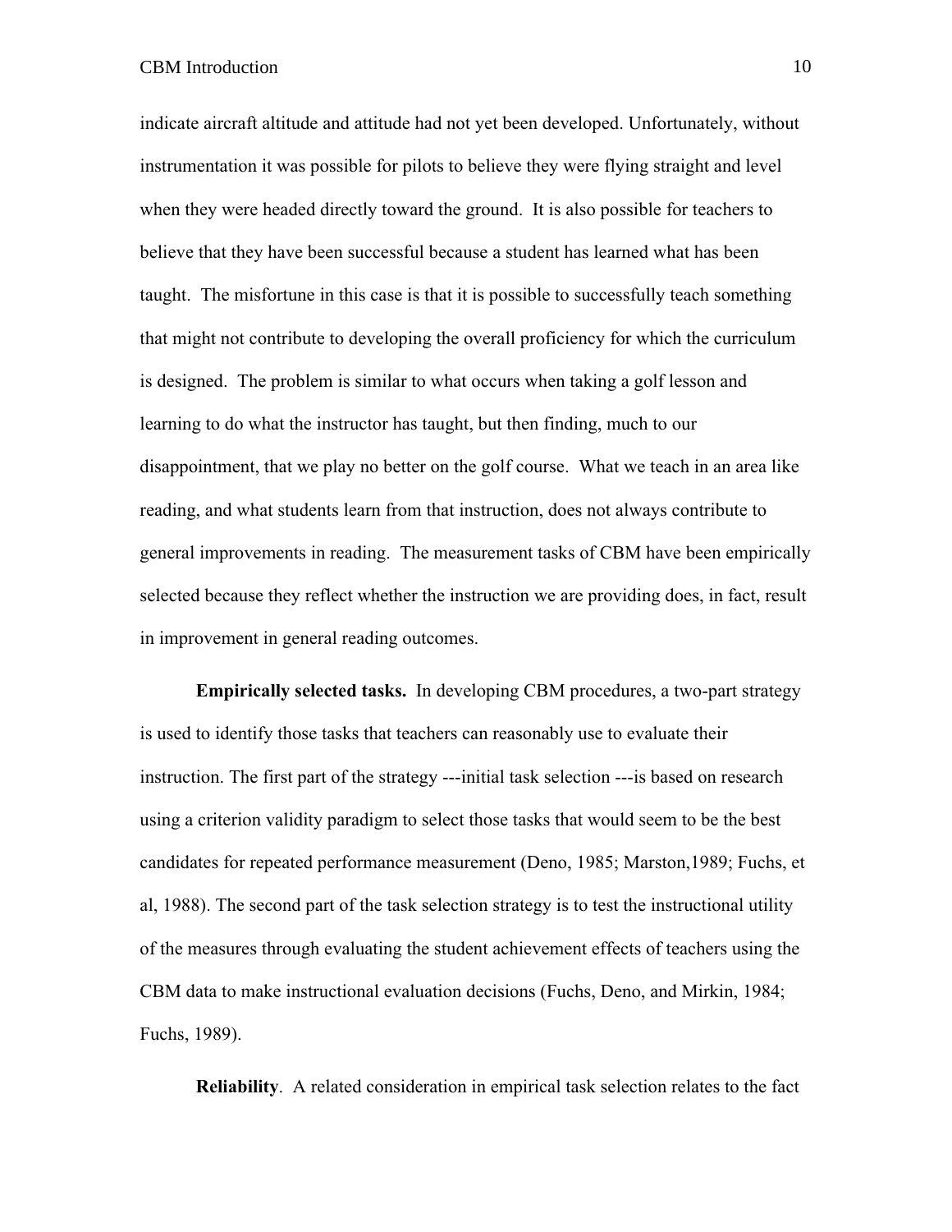indicate aircraft altitude and attitude had not yet been developed. Unfortunately, without instrumentation it was possible for pilots to believe they were flying straight and level when they were headed directly toward the ground. It is also possible for teachers to believe that they have been successful because a student has learned what has been taught. The misfortune in this case is that it is possible to successfully teach something that might not contribute to developing the overall proficiency for which the curriculum is designed. The problem is similar to what occurs when taking a golf lesson and learning to do what the instructor has taught, but then finding, much to our disappointment, that we play no better on the golf course. What we teach in an area like reading, and what students learn from that instruction, does not always contribute to general improvements in reading. The measurement tasks of CBM have been empirically selected because they reflect whether the instruction we are providing does, in fact, result in improvement in general reading outcomes.

**Empirically selected tasks.** In developing CBM procedures, a two-part strategy is used to identify those tasks that teachers can reasonably use to evaluate their instruction. The first part of the strategy ---initial task selection ---is based on research using a criterion validity paradigm to select those tasks that would seem to be the best candidates for repeated performance measurement (Deno, 1985; Marston,1989; Fuchs, et al, 1988). The second part of the task selection strategy is to test the instructional utility of the measures through evaluating the student achievement effects of teachers using the CBM data to make instructional evaluation decisions (Fuchs, Deno, and Mirkin, 1984; Fuchs, 1989).

**Reliability**. A related consideration in empirical task selection relates to the fact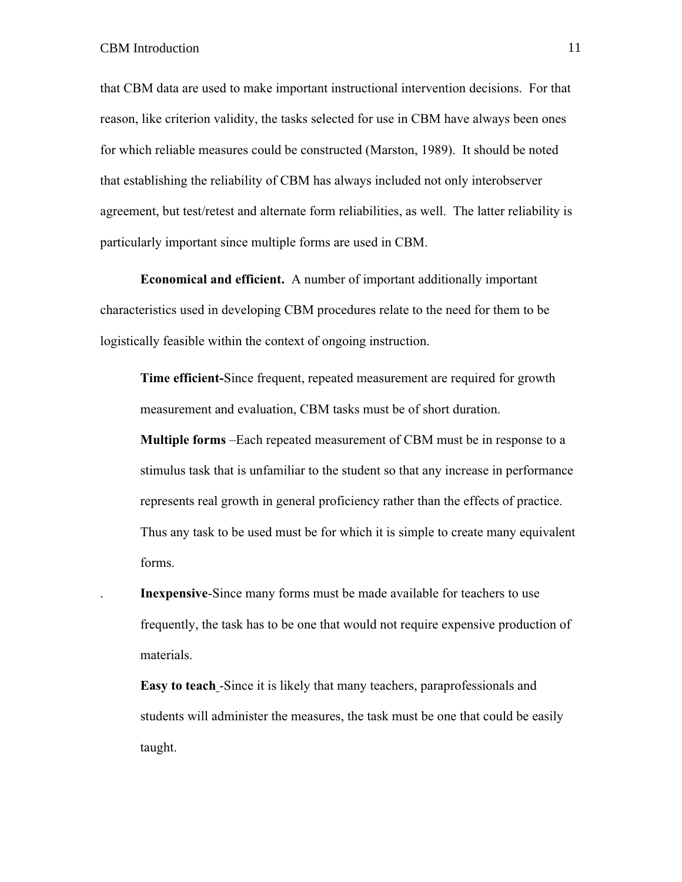that CBM data are used to make important instructional intervention decisions. For that reason, like criterion validity, the tasks selected for use in CBM have always been ones for which reliable measures could be constructed (Marston, 1989). It should be noted that establishing the reliability of CBM has always included not only interobserver agreement, but test/retest and alternate form reliabilities, as well. The latter reliability is particularly important since multiple forms are used in CBM.

**Economical and efficient.** A number of important additionally important characteristics used in developing CBM procedures relate to the need for them to be logistically feasible within the context of ongoing instruction.

> **Time efficient-**Since frequent, repeated measurement are required for growth measurement and evaluation, CBM tasks must be of short duration.
>
> **Multiple forms** –Each repeated measurement of CBM must be in response to a stimulus task that is unfamiliar to the student so that any increase in performance represents real growth in general proficiency rather than the effects of practice. Thus any task to be used must be for which it is simple to create many equivalent forms.
>
> . **Inexpensive**-Since many forms must be made available for teachers to use frequently, the task has to be one that would not require expensive production of materials.
>
> **Easy to teach** -Since it is likely that many teachers, paraprofessionals and students will administer the measures, the task must be one that could be easily taught.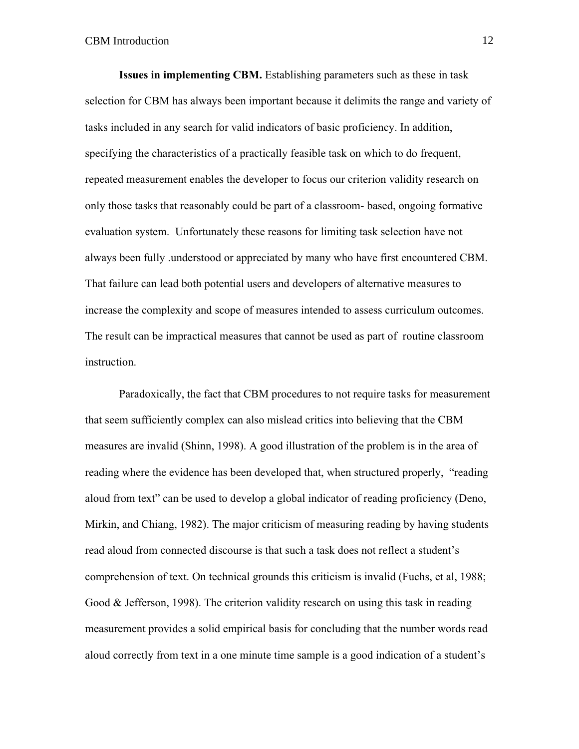**Issues in implementing CBM.** Establishing parameters such as these in task selection for CBM has always been important because it delimits the range and variety of tasks included in any search for valid indicators of basic proficiency. In addition, specifying the characteristics of a practically feasible task on which to do frequent, repeated measurement enables the developer to focus our criterion validity research on only those tasks that reasonably could be part of a classroom- based, ongoing formative evaluation system. Unfortunately these reasons for limiting task selection have not always been fully .understood or appreciated by many who have first encountered CBM. That failure can lead both potential users and developers of alternative measures to increase the complexity and scope of measures intended to assess curriculum outcomes. The result can be impractical measures that cannot be used as part of routine classroom instruction.

Paradoxically, the fact that CBM procedures to not require tasks for measurement that seem sufficiently complex can also mislead critics into believing that the CBM measures are invalid (Shinn, 1998). A good illustration of the problem is in the area of reading where the evidence has been developed that, when structured properly, "reading aloud from text" can be used to develop a global indicator of reading proficiency (Deno, Mirkin, and Chiang, 1982). The major criticism of measuring reading by having students read aloud from connected discourse is that such a task does not reflect a student's comprehension of text. On technical grounds this criticism is invalid (Fuchs, et al, 1988; Good & Jefferson, 1998). The criterion validity research on using this task in reading measurement provides a solid empirical basis for concluding that the number words read aloud correctly from text in a one minute time sample is a good indication of a student's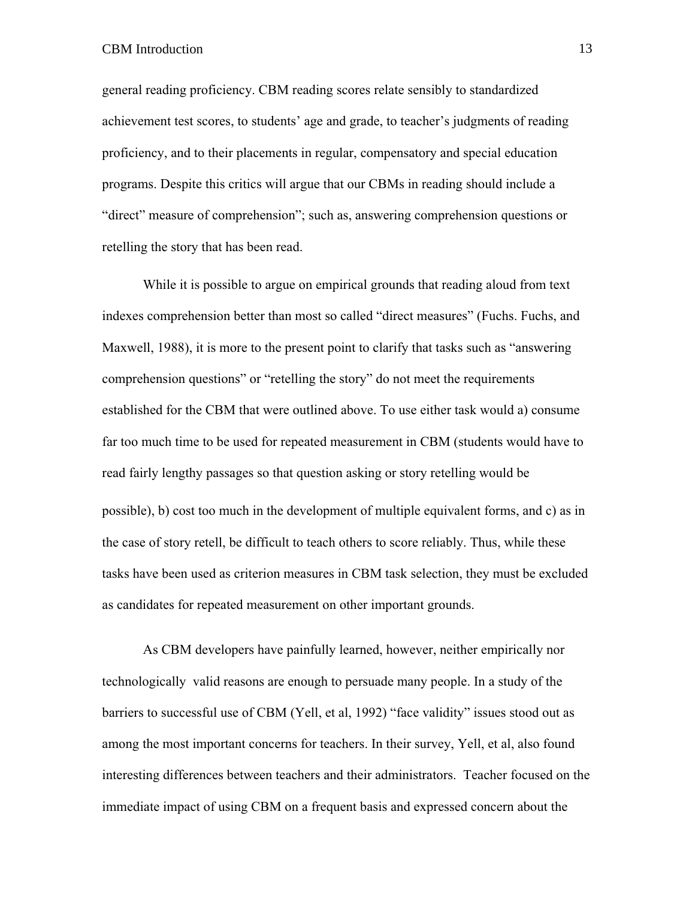general reading proficiency. CBM reading scores relate sensibly to standardized achievement test scores, to students' age and grade, to teacher's judgments of reading proficiency, and to their placements in regular, compensatory and special education programs. Despite this critics will argue that our CBMs in reading should include a "direct" measure of comprehension"; such as, answering comprehension questions or retelling the story that has been read.

While it is possible to argue on empirical grounds that reading aloud from text indexes comprehension better than most so called "direct measures" (Fuchs. Fuchs, and Maxwell, 1988), it is more to the present point to clarify that tasks such as "answering comprehension questions" or "retelling the story" do not meet the requirements established for the CBM that were outlined above. To use either task would a) consume far too much time to be used for repeated measurement in CBM (students would have to read fairly lengthy passages so that question asking or story retelling would be possible), b) cost too much in the development of multiple equivalent forms, and c) as in the case of story retell, be difficult to teach others to score reliably. Thus, while these tasks have been used as criterion measures in CBM task selection, they must be excluded as candidates for repeated measurement on other important grounds.

As CBM developers have painfully learned, however, neither empirically nor technologically valid reasons are enough to persuade many people. In a study of the barriers to successful use of CBM (Yell, et al, 1992) "face validity" issues stood out as among the most important concerns for teachers. In their survey, Yell, et al, also found interesting differences between teachers and their administrators. Teacher focused on the immediate impact of using CBM on a frequent basis and expressed concern about the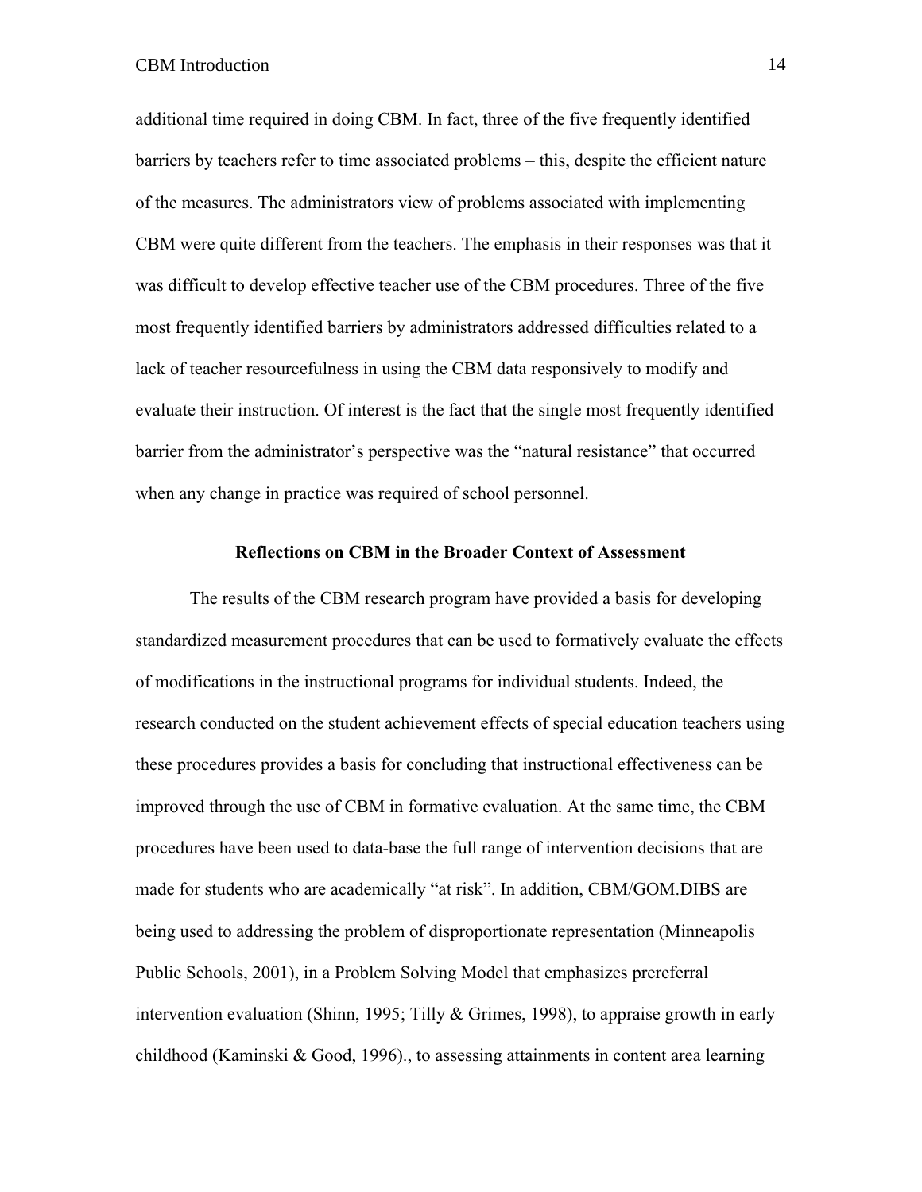additional time required in doing CBM. In fact, three of the five frequently identified barriers by teachers refer to time associated problems – this, despite the efficient nature of the measures. The administrators view of problems associated with implementing CBM were quite different from the teachers. The emphasis in their responses was that it was difficult to develop effective teacher use of the CBM procedures. Three of the five most frequently identified barriers by administrators addressed difficulties related to a lack of teacher resourcefulness in using the CBM data responsively to modify and evaluate their instruction. Of interest is the fact that the single most frequently identified barrier from the administrator's perspective was the "natural resistance" that occurred when any change in practice was required of school personnel.

## Reflections on CBM in the Broader Context of Assessment

The results of the CBM research program have provided a basis for developing standardized measurement procedures that can be used to formatively evaluate the effects of modifications in the instructional programs for individual students. Indeed, the research conducted on the student achievement effects of special education teachers using these procedures provides a basis for concluding that instructional effectiveness can be improved through the use of CBM in formative evaluation. At the same time, the CBM procedures have been used to data-base the full range of intervention decisions that are made for students who are academically "at risk". In addition, CBM/GOM.DIBS are being used to addressing the problem of disproportionate representation (Minneapolis Public Schools, 2001), in a Problem Solving Model that emphasizes prereferral intervention evaluation (Shinn, 1995; Tilly & Grimes, 1998), to appraise growth in early childhood (Kaminski & Good, 1996)., to assessing attainments in content area learning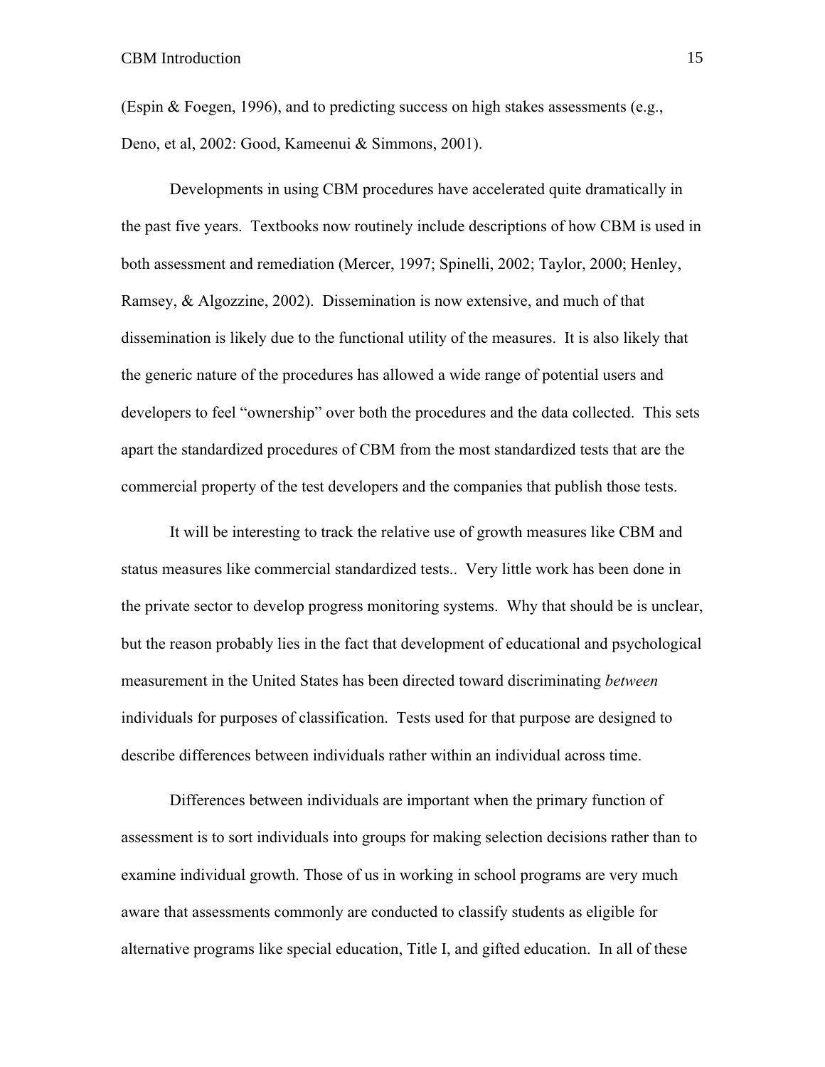(Espin & Foegen, 1996), and to predicting success on high stakes assessments (e.g., Deno, et al, 2002: Good, Kameenui & Simmons, 2001).

Developments in using CBM procedures have accelerated quite dramatically in the past five years. Textbooks now routinely include descriptions of how CBM is used in both assessment and remediation (Mercer, 1997; Spinelli, 2002; Taylor, 2000; Henley, Ramsey, & Algozzine, 2002). Dissemination is now extensive, and much of that dissemination is likely due to the functional utility of the measures. It is also likely that the generic nature of the procedures has allowed a wide range of potential users and developers to feel "ownership" over both the procedures and the data collected. This sets apart the standardized procedures of CBM from the most standardized tests that are the commercial property of the test developers and the companies that publish those tests.

It will be interesting to track the relative use of growth measures like CBM and status measures like commercial standardized tests.. Very little work has been done in the private sector to develop progress monitoring systems. Why that should be is unclear, but the reason probably lies in the fact that development of educational and psychological measurement in the United States has been directed toward discriminating *between* individuals for purposes of classification. Tests used for that purpose are designed to describe differences between individuals rather within an individual across time.

Differences between individuals are important when the primary function of assessment is to sort individuals into groups for making selection decisions rather than to examine individual growth. Those of us in working in school programs are very much aware that assessments commonly are conducted to classify students as eligible for alternative programs like special education, Title I, and gifted education. In all of these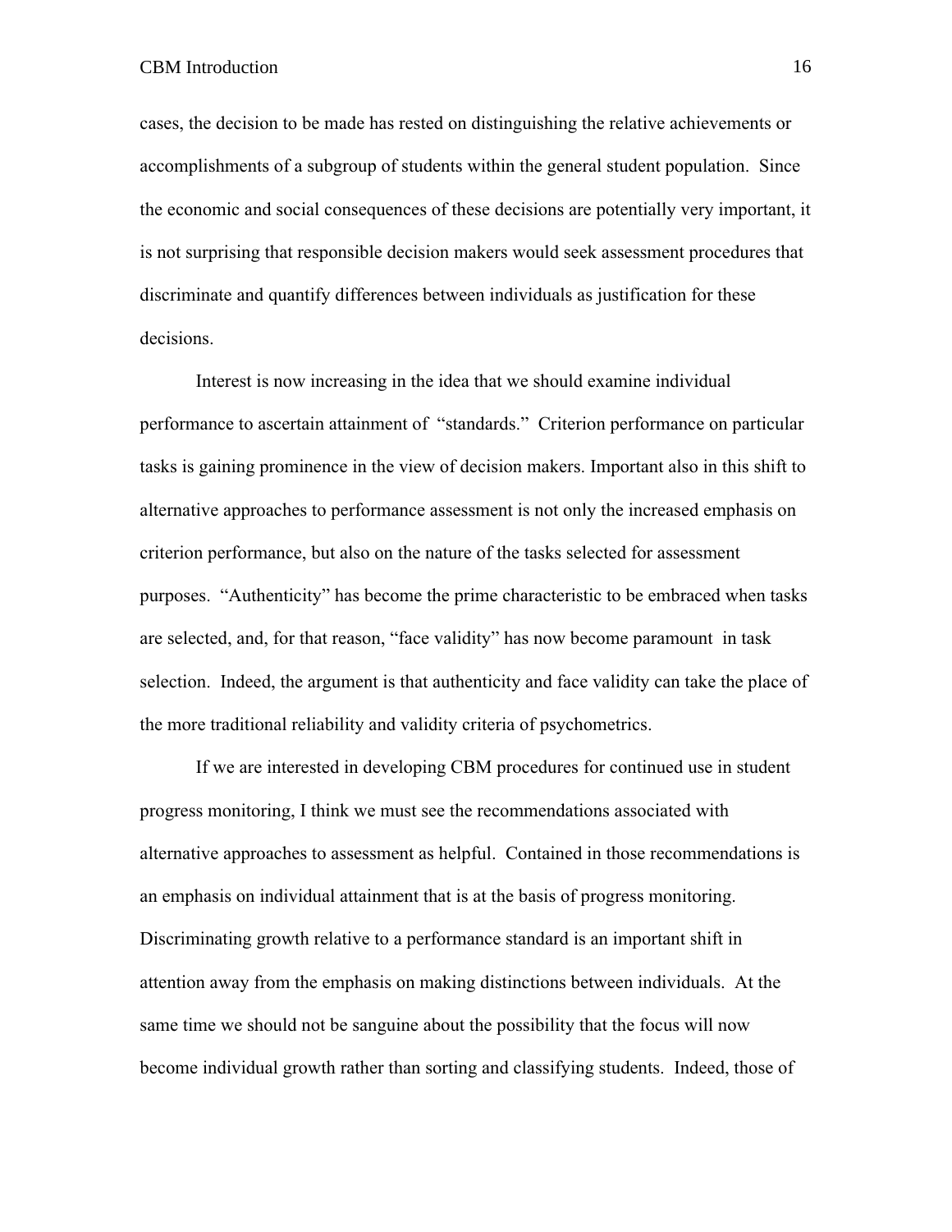cases, the decision to be made has rested on distinguishing the relative achievements or accomplishments of a subgroup of students within the general student population. Since the economic and social consequences of these decisions are potentially very important, it is not surprising that responsible decision makers would seek assessment procedures that discriminate and quantify differences between individuals as justification for these decisions.

Interest is now increasing in the idea that we should examine individual performance to ascertain attainment of "standards." Criterion performance on particular tasks is gaining prominence in the view of decision makers. Important also in this shift to alternative approaches to performance assessment is not only the increased emphasis on criterion performance, but also on the nature of the tasks selected for assessment purposes. "Authenticity" has become the prime characteristic to be embraced when tasks are selected, and, for that reason, "face validity" has now become paramount in task selection. Indeed, the argument is that authenticity and face validity can take the place of the more traditional reliability and validity criteria of psychometrics.

If we are interested in developing CBM procedures for continued use in student progress monitoring, I think we must see the recommendations associated with alternative approaches to assessment as helpful. Contained in those recommendations is an emphasis on individual attainment that is at the basis of progress monitoring. Discriminating growth relative to a performance standard is an important shift in attention away from the emphasis on making distinctions between individuals. At the same time we should not be sanguine about the possibility that the focus will now become individual growth rather than sorting and classifying students. Indeed, those of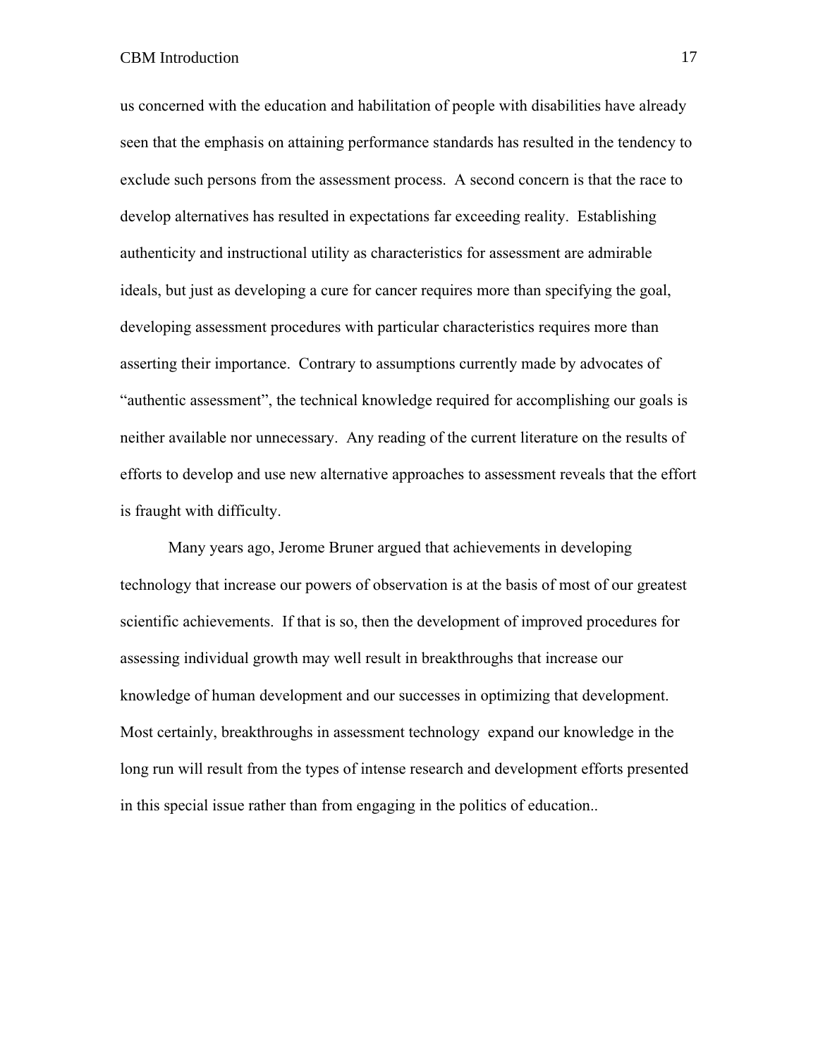us concerned with the education and habilitation of people with disabilities have already seen that the emphasis on attaining performance standards has resulted in the tendency to exclude such persons from the assessment process.  A second concern is that the race to develop alternatives has resulted in expectations far exceeding reality.  Establishing authenticity and instructional utility as characteristics for assessment are admirable ideals, but just as developing a cure for cancer requires more than specifying the goal, developing assessment procedures with particular characteristics requires more than asserting their importance.  Contrary to assumptions currently made by advocates of "authentic assessment", the technical knowledge required for accomplishing our goals is neither available nor unnecessary.  Any reading of the current literature on the results of efforts to develop and use new alternative approaches to assessment reveals that the effort is fraught with difficulty.

Many years ago, Jerome Bruner argued that achievements in developing technology that increase our powers of observation is at the basis of most of our greatest scientific achievements.  If that is so, then the development of improved procedures for assessing individual growth may well result in breakthroughs that increase our knowledge of human development and our successes in optimizing that development. Most certainly, breakthroughs in assessment technology  expand our knowledge in the long run will result from the types of intense research and development efforts presented in this special issue rather than from engaging in the politics of education..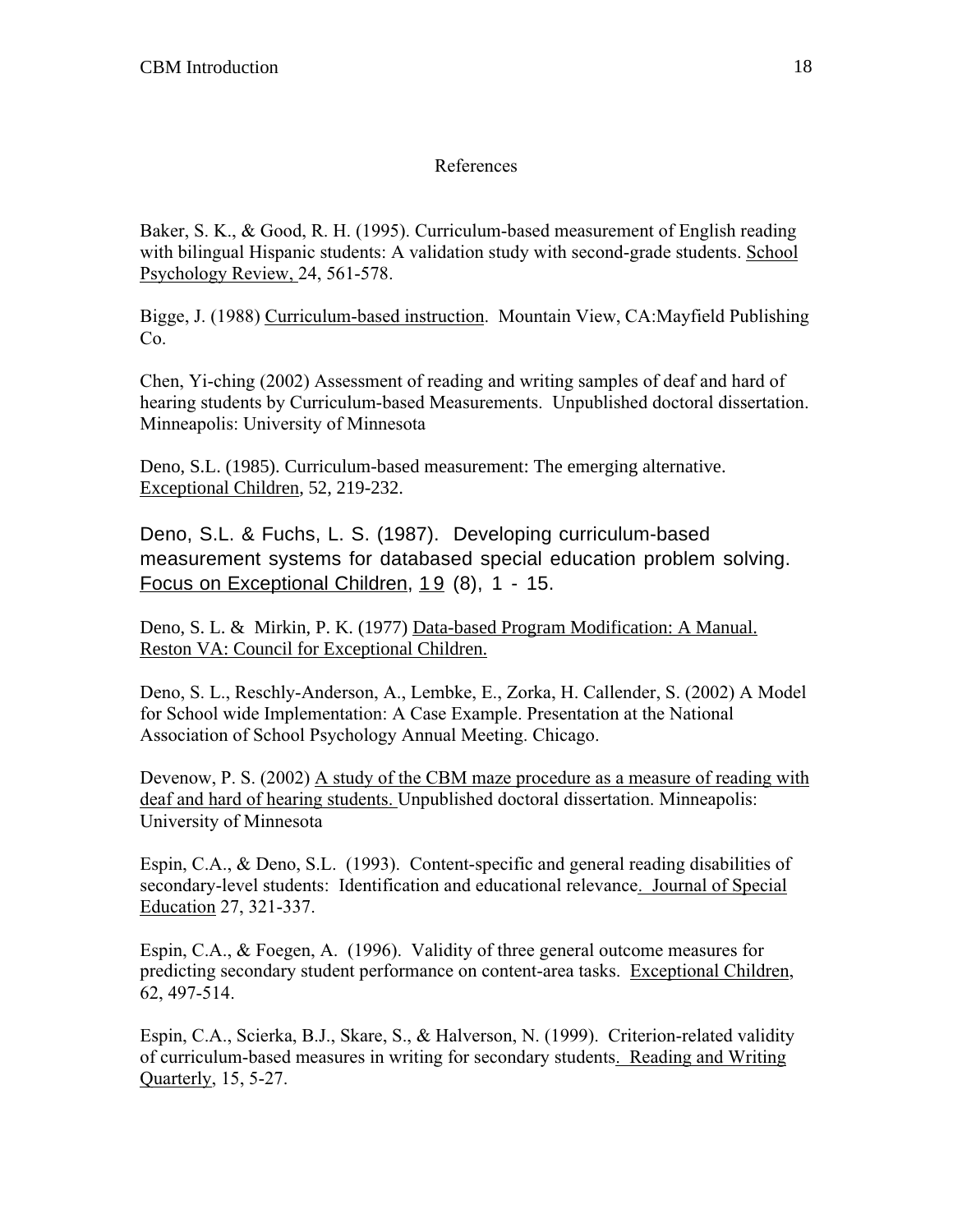## References

Baker, S. K., & Good, R. H. (1995). Curriculum-based measurement of English reading with bilingual Hispanic students: A validation study with second-grade students. School Psychology Review, 24, 561-578.

Bigge, J. (1988) Curriculum-based instruction. Mountain View, CA:Mayfield Publishing Co.

Chen, Yi-ching (2002) Assessment of reading and writing samples of deaf and hard of hearing students by Curriculum-based Measurements. Unpublished doctoral dissertation. Minneapolis: University of Minnesota

Deno, S.L. (1985). Curriculum-based measurement: The emerging alternative. Exceptional Children, 52, 219-232.

Deno, S.L. & Fuchs, L. S. (1987). Developing curriculum-based measurement systems for databased special education problem solving. Focus on Exceptional Children, 19 (8), 1 - 15.

Deno, S. L. & Mirkin, P. K. (1977) Data-based Program Modification: A Manual. Reston VA: Council for Exceptional Children.

Deno, S. L., Reschly-Anderson, A., Lembke, E., Zorka, H. Callender, S. (2002) A Model for School wide Implementation: A Case Example. Presentation at the National Association of School Psychology Annual Meeting. Chicago.

Devenow, P. S. (2002) A study of the CBM maze procedure as a measure of reading with deaf and hard of hearing students. Unpublished doctoral dissertation. Minneapolis: University of Minnesota

Espin, C.A., & Deno, S.L. (1993). Content-specific and general reading disabilities of secondary-level students: Identification and educational relevance. Journal of Special Education 27, 321-337.

Espin, C.A., & Foegen, A. (1996). Validity of three general outcome measures for predicting secondary student performance on content-area tasks. Exceptional Children, 62, 497-514.

Espin, C.A., Scierka, B.J., Skare, S., & Halverson, N. (1999). Criterion-related validity of curriculum-based measures in writing for secondary students. Reading and Writing Quarterly, 15, 5-27.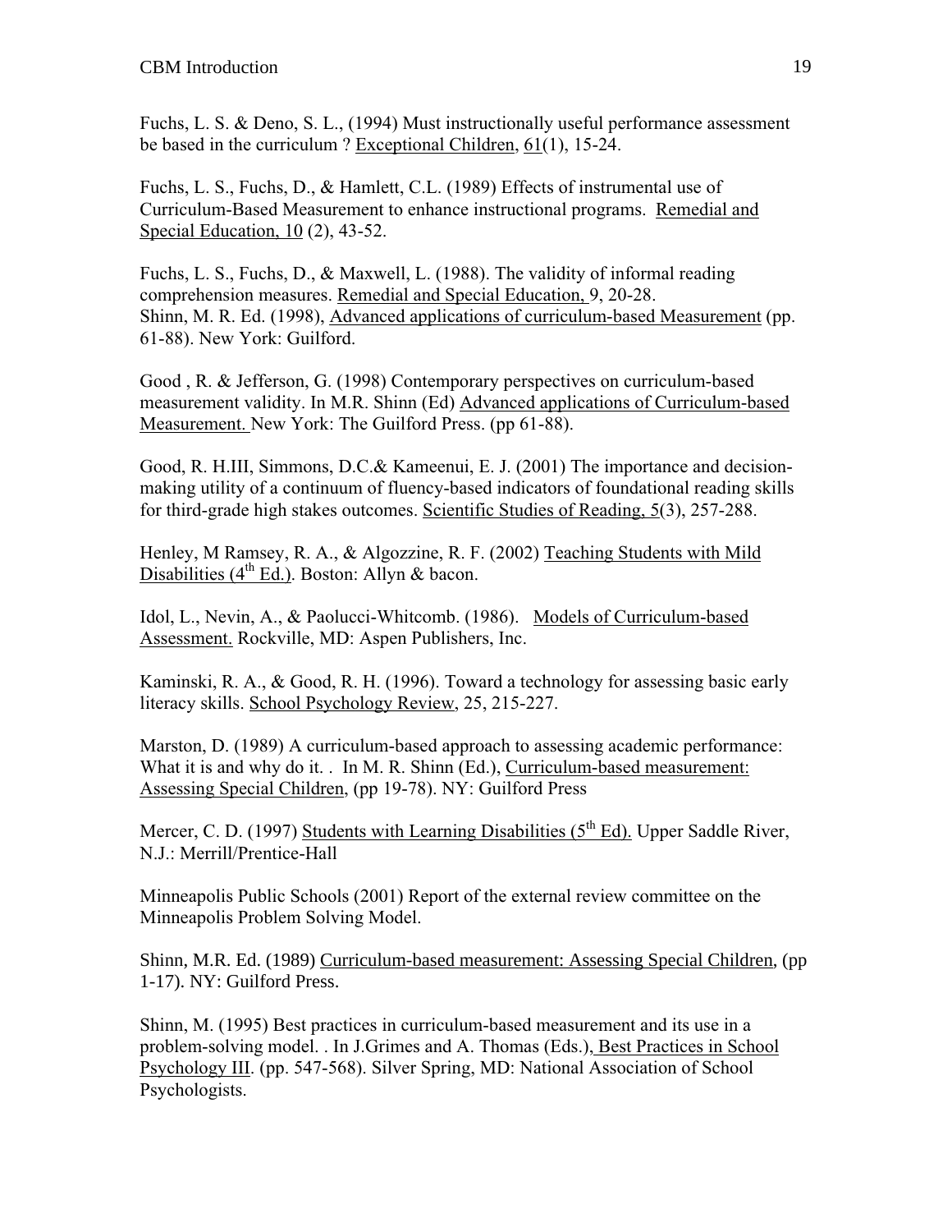Fuchs, L. S. & Deno, S. L., (1994) Must instructionally useful performance assessment be based in the curriculum ? Exceptional Children, 61(1), 15-24.

Fuchs, L. S., Fuchs, D., & Hamlett, C.L. (1989) Effects of instrumental use of Curriculum-Based Measurement to enhance instructional programs. Remedial and Special Education, 10 (2), 43-52.

Fuchs, L. S., Fuchs, D., & Maxwell, L. (1988). The validity of informal reading comprehension measures. Remedial and Special Education, 9, 20-28.
Shinn, M. R. Ed. (1998), Advanced applications of curriculum-based Measurement (pp. 61-88). New York: Guilford.

Good , R. & Jefferson, G. (1998) Contemporary perspectives on curriculum-based measurement validity. In M.R. Shinn (Ed) Advanced applications of Curriculum-based Measurement. New York: The Guilford Press. (pp 61-88).

Good, R. H.III, Simmons, D.C.& Kameenui, E. J. (2001) The importance and decision-making utility of a continuum of fluency-based indicators of foundational reading skills for third-grade high stakes outcomes. Scientific Studies of Reading, 5(3), 257-288.

Henley, M Ramsey, R. A., & Algozzine, R. F. (2002) Teaching Students with Mild Disabilities (4th Ed.). Boston: Allyn & bacon.

Idol, L., Nevin, A., & Paolucci-Whitcomb. (1986). Models of Curriculum-based Assessment. Rockville, MD: Aspen Publishers, Inc.

Kaminski, R. A., & Good, R. H. (1996). Toward a technology for assessing basic early literacy skills. School Psychology Review, 25, 215-227.

Marston, D. (1989) A curriculum-based approach to assessing academic performance: What it is and why do it. . In M. R. Shinn (Ed.), Curriculum-based measurement: Assessing Special Children, (pp 19-78). NY: Guilford Press

Mercer, C. D. (1997) Students with Learning Disabilities (5th Ed). Upper Saddle River, N.J.: Merrill/Prentice-Hall

Minneapolis Public Schools (2001) Report of the external review committee on the Minneapolis Problem Solving Model.

Shinn, M.R. Ed. (1989) Curriculum-based measurement: Assessing Special Children, (pp 1-17). NY: Guilford Press.

Shinn, M. (1995) Best practices in curriculum-based measurement and its use in a problem-solving model. . In J.Grimes and A. Thomas (Eds.), Best Practices in School Psychology III. (pp. 547-568). Silver Spring, MD: National Association of School Psychologists.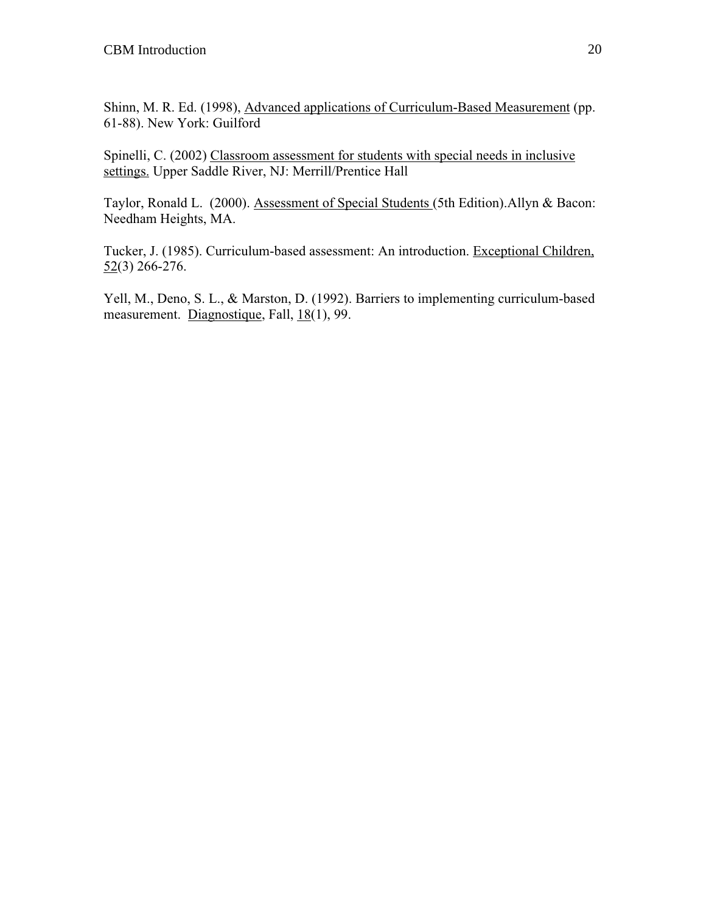Shinn, M. R. Ed. (1998), Advanced applications of Curriculum-Based Measurement (pp. 61-88). New York: Guilford

Spinelli, C. (2002) Classroom assessment for students with special needs in inclusive settings. Upper Saddle River, NJ: Merrill/Prentice Hall

Taylor, Ronald L. (2000). Assessment of Special Students (5th Edition).Allyn & Bacon: Needham Heights, MA.

Tucker, J. (1985). Curriculum-based assessment: An introduction. Exceptional Children, 52(3) 266-276.

Yell, M., Deno, S. L., & Marston, D. (1992). Barriers to implementing curriculum-based measurement. Diagnostique, Fall, 18(1), 99.